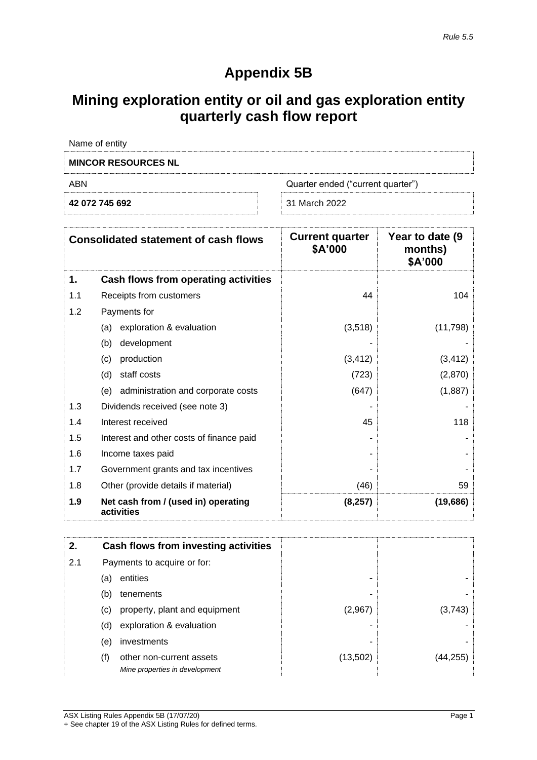Rule 5.5

# Appendix 5B

## Mining exploration entity or oil and gas exploration entity quarterly cash flow report

Name of entity

**MINCOR RESOURCES NL**

| ABN | Quarter ended ("current quarter") |
|---|---|
| **42 072 745 692** | 31 March 2022 |

| | Consolidated statement of cash flows | Current quarter $A'000 | Year to date (9 months) $A'000 |
|---|---|---|---|
| **1.** | **Cash flows from operating activities** | | |
| 1.1 | Receipts from customers | 44 | 104 |
| 1.2 | Payments for | | |
| | (a) exploration & evaluation | (3,518) | (11,798) |
| | (b) development | - | - |
| | (c) production | (3,412) | (3,412) |
| | (d) staff costs | (723) | (2,870) |
| | (e) administration and corporate costs | (647) | (1,887) |
| 1.3 | Dividends received (see note 3) | - | - |
| 1.4 | Interest received | 45 | 118 |
| 1.5 | Interest and other costs of finance paid | - | - |
| 1.6 | Income taxes paid | - | - |
| 1.7 | Government grants and tax incentives | - | - |
| 1.8 | Other (provide details if material) | (46) | 59 |
| **1.9** | **Net cash from / (used in) operating activities** | **(8,257)** | **(19,686)** |

| | | | |
|---|---|---|---|
| **2.** | **Cash flows from investing activities** | | |
| 2.1 | Payments to acquire or for: | | |
| | (a) entities | - | - |
| | (b) tenements | - | - |
| | (c) property, plant and equipment | (2,967) | (3,743) |
| | (d) exploration & evaluation | - | - |
| | (e) investments | - | - |
| | (f) other non-current assets *Mine properties in development* | (13,502) | (44,255) |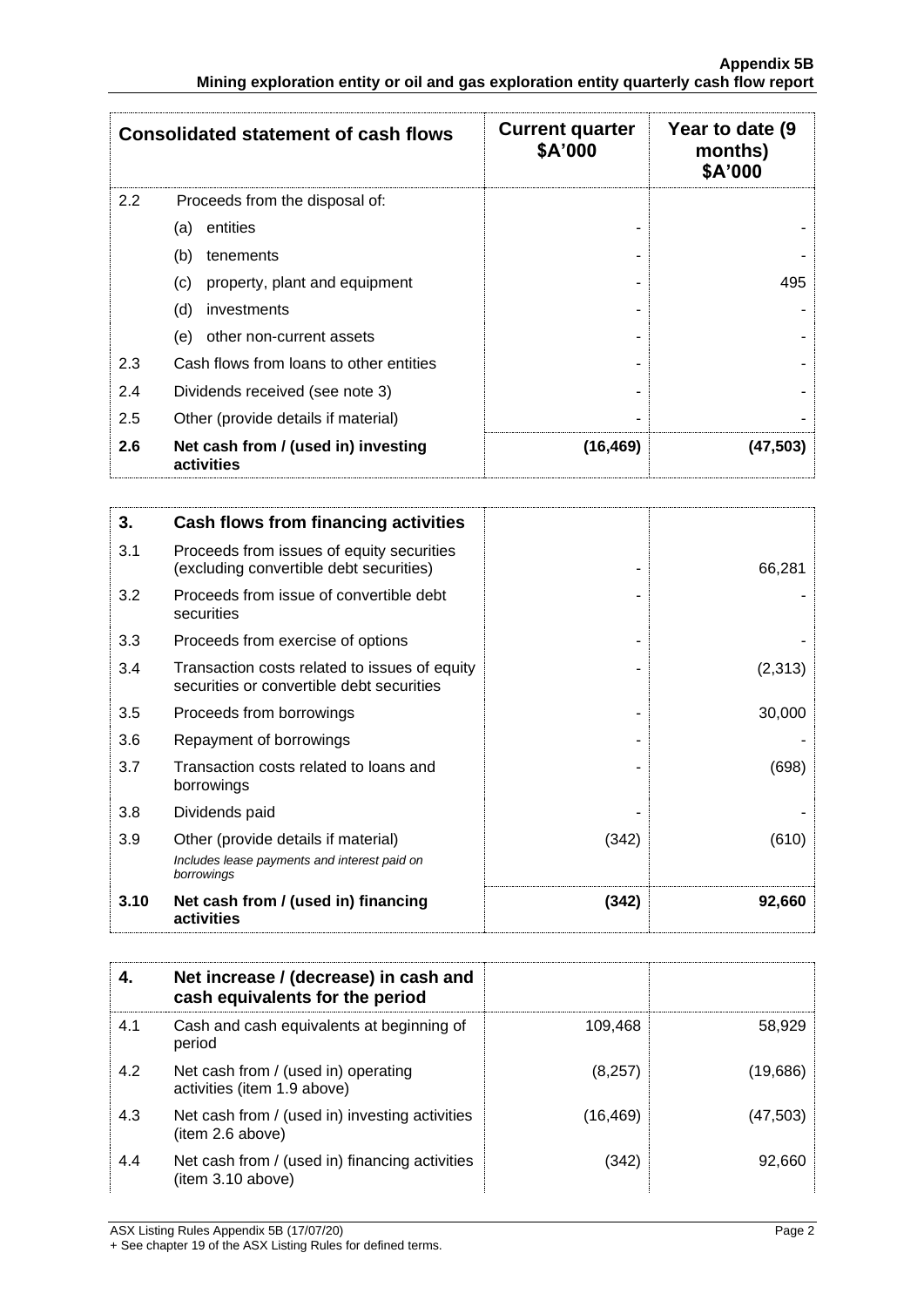| Consolidated statement of cash flows | | Current quarter $A'000 | Year to date (9 months) $A'000 |
|---|---|---|---|
| 2.2 | Proceeds from the disposal of: | | |
| | (a) entities | - | - |
| | (b) tenements | - | - |
| | (c) property, plant and equipment | - | 495 |
| | (d) investments | - | - |
| | (e) other non-current assets | - | - |
| 2.3 | Cash flows from loans to other entities | - | - |
| 2.4 | Dividends received (see note 3) | - | - |
| 2.5 | Other (provide details if material) | - | - |
| **2.6** | **Net cash from / (used in) investing activities** | **(16,469)** | **(47,503)** |

| **3.** | **Cash flows from financing activities** | | |
|---|---|---|---|
| 3.1 | Proceeds from issues of equity securities (excluding convertible debt securities) | - | 66,281 |
| 3.2 | Proceeds from issue of convertible debt securities | - | - |
| 3.3 | Proceeds from exercise of options | - | - |
| 3.4 | Transaction costs related to issues of equity securities or convertible debt securities | - | (2,313) |
| 3.5 | Proceeds from borrowings | - | 30,000 |
| 3.6 | Repayment of borrowings | - | - |
| 3.7 | Transaction costs related to loans and borrowings | - | (698) |
| 3.8 | Dividends paid | - | - |
| 3.9 | Other (provide details if material) *Includes lease payments and interest paid on borrowings* | (342) | (610) |
| **3.10** | **Net cash from / (used in) financing activities** | **(342)** | **92,660** |

| **4.** | **Net increase / (decrease) in cash and cash equivalents for the period** | | |
|---|---|---|---|
| 4.1 | Cash and cash equivalents at beginning of period | 109,468 | 58,929 |
| 4.2 | Net cash from / (used in) operating activities (item 1.9 above) | (8,257) | (19,686) |
| 4.3 | Net cash from / (used in) investing activities (item 2.6 above) | (16,469) | (47,503) |
| 4.4 | Net cash from / (used in) financing activities (item 3.10 above) | (342) | 92,660 |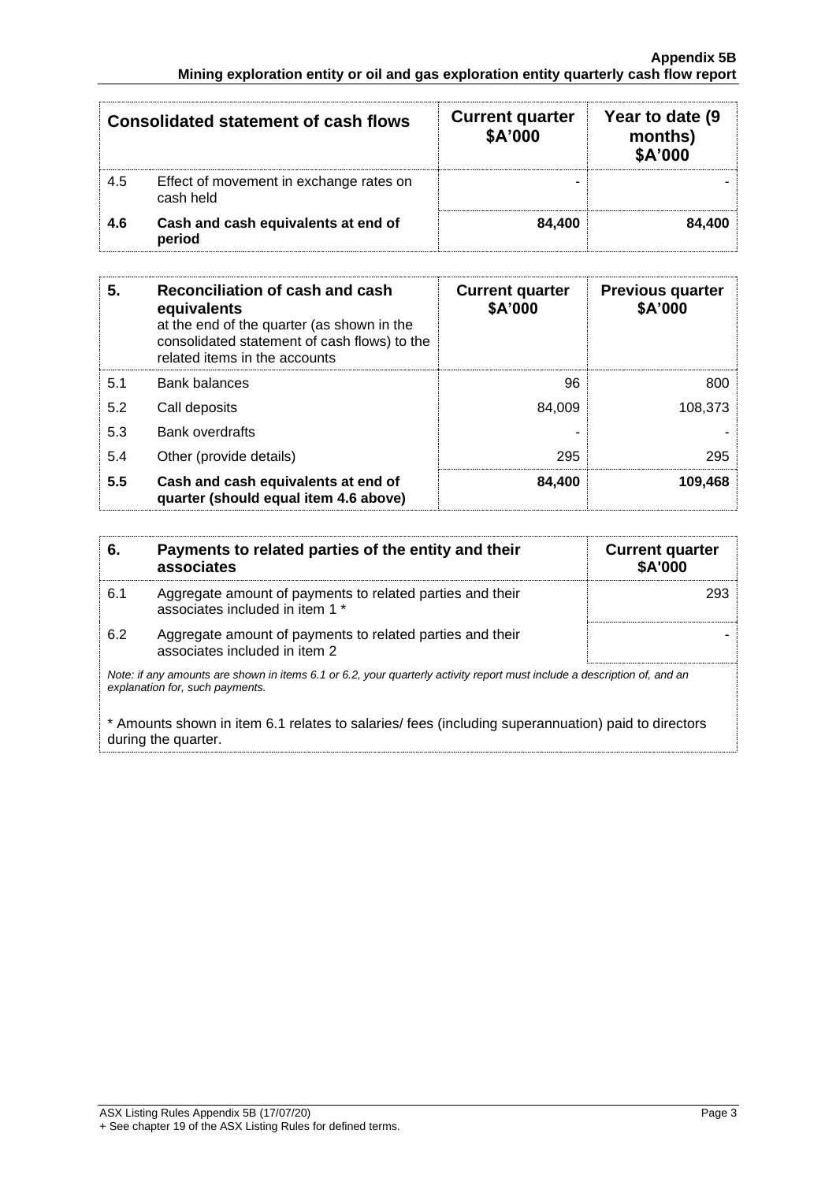| Consolidated statement of cash flows | | Current quarter $A'000 | Year to date (9 months) $A'000 |
|---|---|---|---|
| 4.5 | Effect of movement in exchange rates on cash held | - | - |
| **4.6** | **Cash and cash equivalents at end of period** | **84,400** | **84,400** |

| **5.** | **Reconciliation of cash and cash equivalents** at the end of the quarter (as shown in the consolidated statement of cash flows) to the related items in the accounts | **Current quarter $A'000** | **Previous quarter $A'000** |
|---|---|---|---|
| 5.1 | Bank balances | 96 | 800 |
| 5.2 | Call deposits | 84,009 | 108,373 |
| 5.3 | Bank overdrafts | - | - |
| 5.4 | Other (provide details) | 295 | 295 |
| **5.5** | **Cash and cash equivalents at end of quarter (should equal item 4.6 above)** | **84,400** | **109,468** |

| **6.** | **Payments to related parties of the entity and their associates** | **Current quarter $A'000** |
|---|---|---|
| 6.1 | Aggregate amount of payments to related parties and their associates included in item 1 * | 293 |
| 6.2 | Aggregate amount of payments to related parties and their associates included in item 2 | - |

*Note: if any amounts are shown in items 6.1 or 6.2, your quarterly activity report must include a description of, and an explanation for, such payments.*

* Amounts shown in item 6.1 relates to salaries/ fees (including superannuation) paid to directors during the quarter.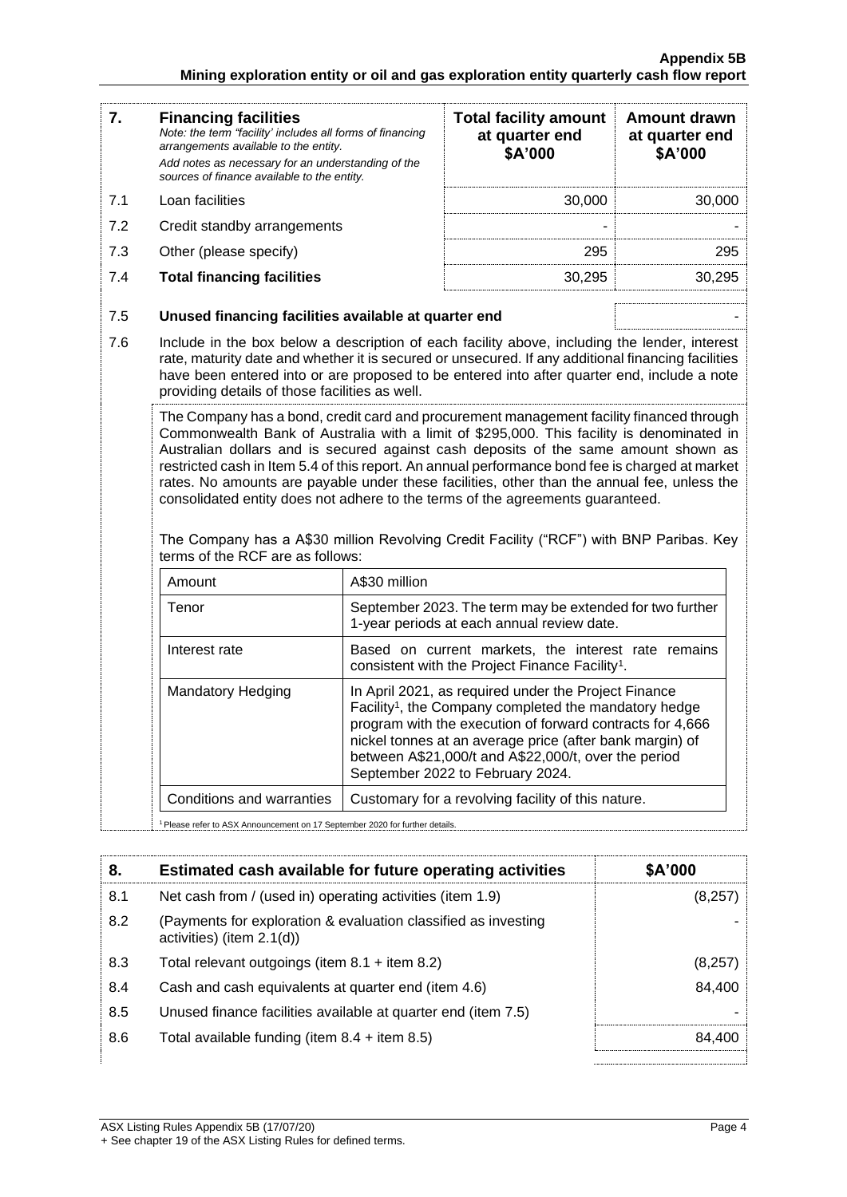| 7. | **Financing facilities** *Note: the term "facility' includes all forms of financing arrangements available to the entity.* *Add notes as necessary for an understanding of the sources of finance available to the entity.* | **Total facility amount at quarter end $A'000** | **Amount drawn at quarter end $A'000** |
|---|---|---|---|
| 7.1 | Loan facilities | 30,000 | 30,000 |
| 7.2 | Credit standby arrangements | - | - |
| 7.3 | Other (please specify) | 295 | 295 |
| 7.4 | **Total financing facilities** | 30,295 | 30,295 |

| | | |
|---|---|---|
| 7.5 | **Unused financing facilities available at quarter end** | - |

7.6 Include in the box below a description of each facility above, including the lender, interest rate, maturity date and whether it is secured or unsecured. If any additional financing facilities have been entered into or are proposed to be entered into after quarter end, include a note providing details of those facilities as well.

The Company has a bond, credit card and procurement management facility financed through Commonwealth Bank of Australia with a limit of $295,000. This facility is denominated in Australian dollars and is secured against cash deposits of the same amount shown as restricted cash in Item 5.4 of this report. An annual performance bond fee is charged at market rates. No amounts are payable under these facilities, other than the annual fee, unless the consolidated entity does not adhere to the terms of the agreements guaranteed.

The Company has a A$30 million Revolving Credit Facility ("RCF") with BNP Paribas. Key terms of the RCF are as follows:

| | |
|---|---|
| Amount | A$30 million |
| Tenor | September 2023. The term may be extended for two further 1-year periods at each annual review date. |
| Interest rate | Based on current markets, the interest rate remains consistent with the Project Finance Facility[1]. |
| Mandatory Hedging | In April 2021, as required under the Project Finance Facility[1], the Company completed the mandatory hedge program with the execution of forward contracts for 4,666 nickel tonnes at an average price (after bank margin) of between A$21,000/t and A$22,000/t, over the period September 2022 to February 2024. |
| Conditions and warranties | Customary for a revolving facility of this nature. |

[1] Please refer to ASX Announcement on 17 September 2020 for further details.

| 8. | **Estimated cash available for future operating activities** | **$A'000** |
|---|---|---|
| 8.1 | Net cash from / (used in) operating activities (item 1.9) | (8,257) |
| 8.2 | (Payments for exploration & evaluation classified as investing activities) (item 2.1(d)) | - |
| 8.3 | Total relevant outgoings (item 8.1 + item 8.2) | (8,257) |
| 8.4 | Cash and cash equivalents at quarter end (item 4.6) | 84,400 |
| 8.5 | Unused finance facilities available at quarter end (item 7.5) | - |
| 8.6 | Total available funding (item 8.4 + item 8.5) | 84,400 |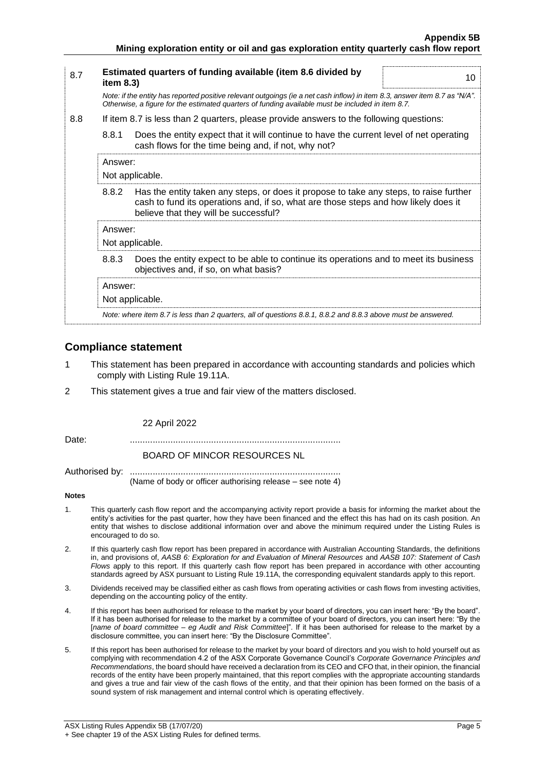| | | | |
|---|---|---|---|
| 8.7 | **Estimated quarters of funding available (item 8.6 divided by item 8.3)** | | 10 |
| | *Note: if the entity has reported positive relevant outgoings (ie a net cash inflow) in item 8.3, answer item 8.7 as "N/A". Otherwise, a figure for the estimated quarters of funding available must be included in item 8.7.* | | |
| 8.8 | If item 8.7 is less than 2 quarters, please provide answers to the following questions: | | |
| | 8.8.1 | Does the entity expect that it will continue to have the current level of net operating cash flows for the time being and, if not, why not? | |
| | Answer:<br>Not applicable. | | |
| | 8.8.2 | Has the entity taken any steps, or does it propose to take any steps, to raise further cash to fund its operations and, if so, what are those steps and how likely does it believe that they will be successful? | |
| | Answer:<br>Not applicable. | | |
| | 8.8.3 | Does the entity expect to be able to continue its operations and to meet its business objectives and, if so, on what basis? | |
| | Answer:<br>Not applicable. | | |
| | *Note: where item 8.7 is less than 2 quarters, all of questions 8.8.1, 8.8.2 and 8.8.3 above must be answered.* | | |

## Compliance statement

1. This statement has been prepared in accordance with accounting standards and policies which comply with Listing Rule 19.11A.
2. This statement gives a true and fair view of the matters disclosed.

Date: 22 April 2022

Authorised by: BOARD OF MINCOR RESOURCES NL
(Name of body or officer authorising release – see note 4)

**Notes**

1. This quarterly cash flow report and the accompanying activity report provide a basis for informing the market about the entity's activities for the past quarter, how they have been financed and the effect this has had on its cash position. An entity that wishes to disclose additional information over and above the minimum required under the Listing Rules is encouraged to do so.
2. If this quarterly cash flow report has been prepared in accordance with Australian Accounting Standards, the definitions in, and provisions of, *AASB 6: Exploration for and Evaluation of Mineral Resources* and *AASB 107: Statement of Cash Flows* apply to this report. If this quarterly cash flow report has been prepared in accordance with other accounting standards agreed by ASX pursuant to Listing Rule 19.11A, the corresponding equivalent standards apply to this report.
3. Dividends received may be classified either as cash flows from operating activities or cash flows from investing activities, depending on the accounting policy of the entity.
4. If this report has been authorised for release to the market by your board of directors, you can insert here: "By the board". If it has been authorised for release to the market by a committee of your board of directors, you can insert here: "By the [*name of board committee – eg Audit and Risk Committee*]". If it has been authorised for release to the market by a disclosure committee, you can insert here: "By the Disclosure Committee".
5. If this report has been authorised for release to the market by your board of directors and you wish to hold yourself out as complying with recommendation 4.2 of the ASX Corporate Governance Council's *Corporate Governance Principles and Recommendations*, the board should have received a declaration from its CEO and CFO that, in their opinion, the financial records of the entity have been properly maintained, that this report complies with the appropriate accounting standards and gives a true and fair view of the cash flows of the entity, and that their opinion has been formed on the basis of a sound system of risk management and internal control which is operating effectively.